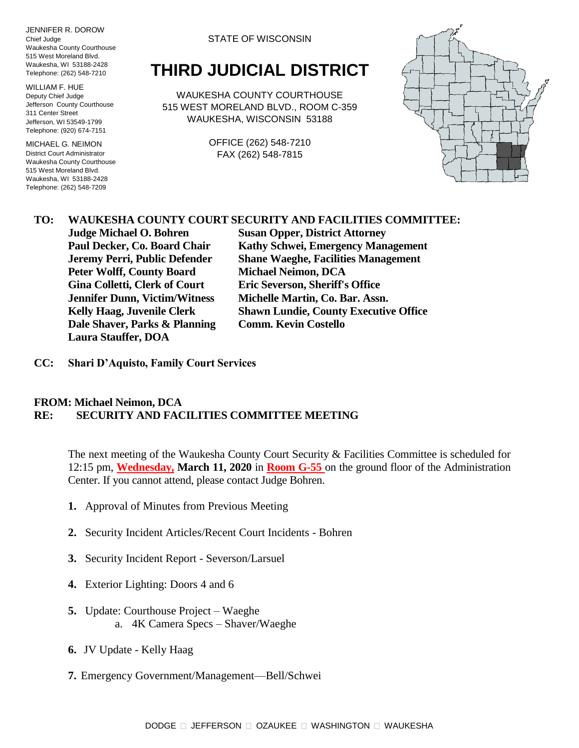JENNIFER R. DOROW
Chief Judge
Waukesha County Courthouse
515 West Moreland Blvd.
Waukesha, WI 53188-2428
Telephone: (262) 548-7210

WILLIAM F. HUE
Deputy Chief Judge
Jefferson County Courthouse
311 Center Street
Jefferson, WI 53549-1799
Telephone: (920) 674-7151

MICHAEL G. NEIMON
District Court Administrator
Waukesha County Courthouse
515 West Moreland Blvd.
Waukesha, WI 53188-2428
Telephone: (262) 548-7209

STATE OF WISCONSIN

# THIRD JUDICIAL DISTRICT

WAUKESHA COUNTY COURTHOUSE
515 WEST MORELAND BLVD., ROOM C-359
WAUKESHA, WISCONSIN 53188

OFFICE (262) 548-7210
FAX (262) 548-7815

**TO: WAUKESHA COUNTY COURT SECURITY AND FACILITIES COMMITTEE:**

**Judge Michael O. Bohren**
**Paul Decker, Co. Board Chair**
**Jeremy Perri, Public Defender**
**Peter Wolff, County Board**
**Gina Colletti, Clerk of Court**
**Jennifer Dunn, Victim/Witness**
**Kelly Haag, Juvenile Clerk**
**Dale Shaver, Parks & Planning**
**Laura Stauffer, DOA**
**Susan Opper, District Attorney**
**Kathy Schwei, Emergency Management**
**Shane Waeghe, Facilities Management**
**Michael Neimon, DCA**
**Eric Severson, Sheriff's Office**
**Michelle Martin, Co. Bar. Assn.**
**Shawn Lundie, County Executive Office**
**Comm. Kevin Costello**

**CC: Shari D'Aquisto, Family Court Services**

**FROM: Michael Neimon, DCA**
**RE: SECURITY AND FACILITIES COMMITTEE MEETING**

The next meeting of the Waukesha County Court Security & Facilities Committee is scheduled for 12:15 pm, **Wednesday, March 11, 2020** in **Room G-55** on the ground floor of the Administration Center. If you cannot attend, please contact Judge Bohren.

1. Approval of Minutes from Previous Meeting
2. Security Incident Articles/Recent Court Incidents - Bohren
3. Security Incident Report - Severson/Larsuel
4. Exterior Lighting: Doors 4 and 6
5. Update: Courthouse Project – Waeghe
   a. 4K Camera Specs – Shaver/Waeghe
6. JV Update - Kelly Haag
7. Emergency Government/Management—Bell/Schwei

DODGE □ JEFFERSON □ OZAUKEE □ WASHINGTON □ WAUKESHA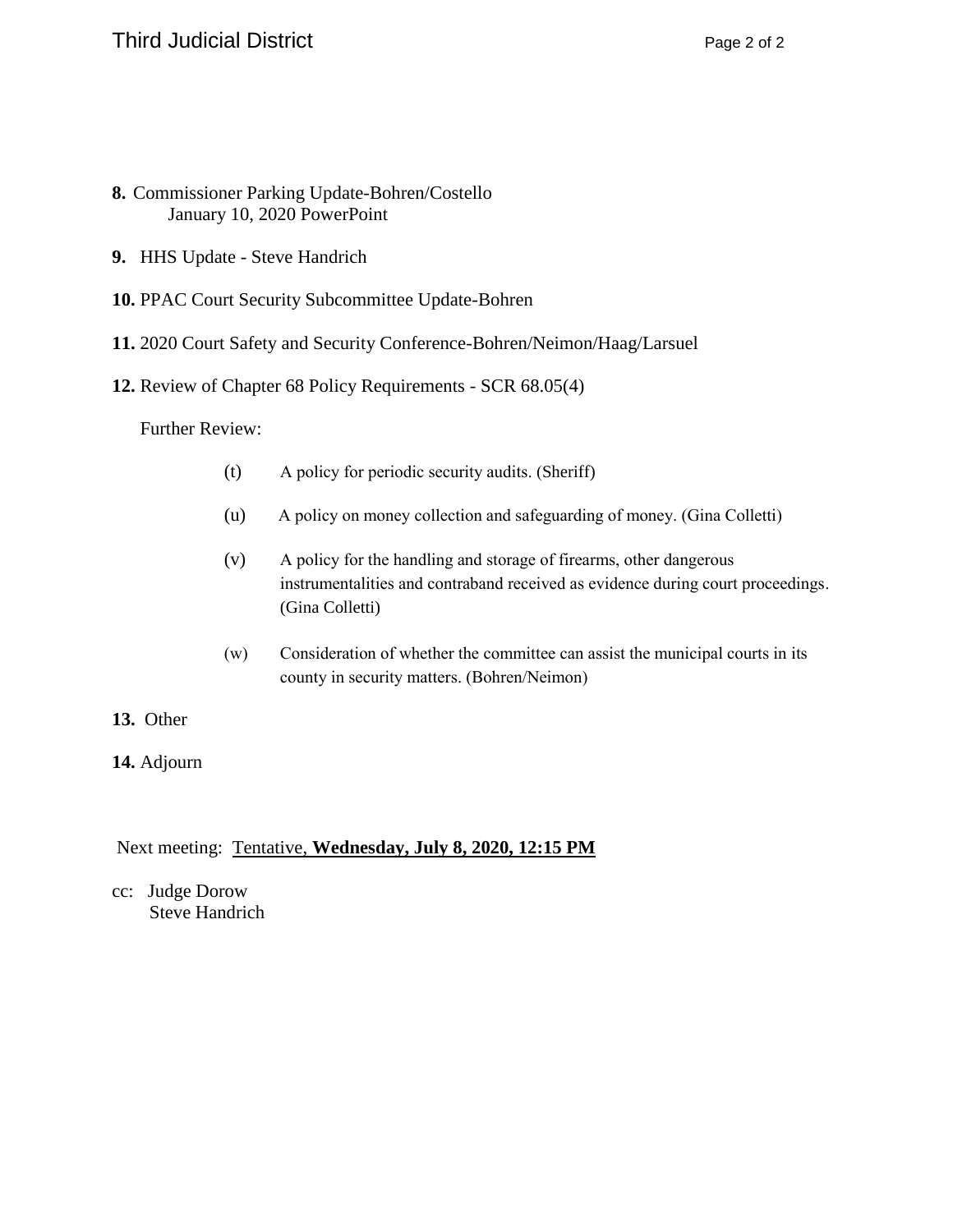**8.** Commissioner Parking Update-Bohren/Costello
January 10, 2020 PowerPoint

**9.** HHS Update - Steve Handrich

**10.** PPAC Court Security Subcommittee Update-Bohren

**11.** 2020 Court Safety and Security Conference-Bohren/Neimon/Haag/Larsuel

**12.** Review of Chapter 68 Policy Requirements - SCR 68.05(4)

Further Review:

(t) A policy for periodic security audits. (Sheriff)

(u) A policy on money collection and safeguarding of money. (Gina Colletti)

(v) A policy for the handling and storage of firearms, other dangerous instrumentalities and contraband received as evidence during court proceedings. (Gina Colletti)

(w) Consideration of whether the committee can assist the municipal courts in its county in security matters. (Bohren/Neimon)

**13.** Other

**14.** Adjourn

Next meeting: Tentative, **Wednesday, July 8, 2020, 12:15 PM**

cc: Judge Dorow
Steve Handrich